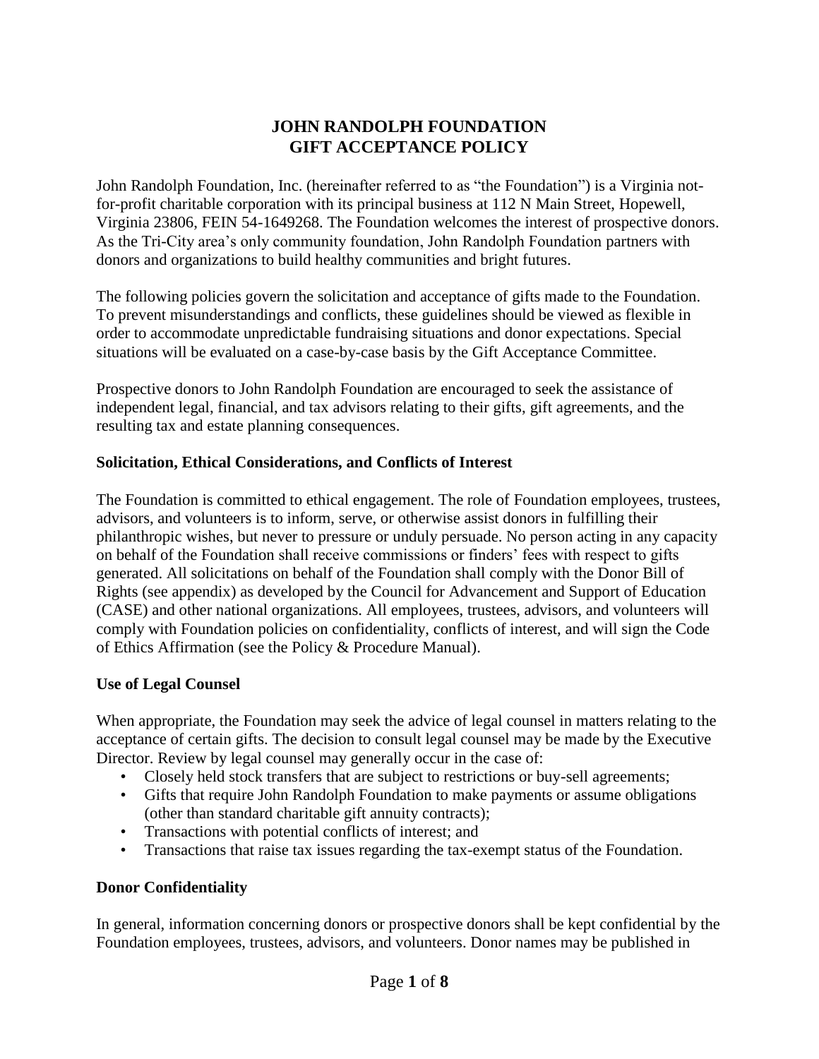# JOHN RANDOLPH FOUNDATION
# GIFT ACCEPTANCE POLICY

John Randolph Foundation, Inc. (hereinafter referred to as "the Foundation") is a Virginia not-for-profit charitable corporation with its principal business at 112 N Main Street, Hopewell, Virginia 23806, FEIN 54-1649268. The Foundation welcomes the interest of prospective donors. As the Tri-City area's only community foundation, John Randolph Foundation partners with donors and organizations to build healthy communities and bright futures.

The following policies govern the solicitation and acceptance of gifts made to the Foundation. To prevent misunderstandings and conflicts, these guidelines should be viewed as flexible in order to accommodate unpredictable fundraising situations and donor expectations. Special situations will be evaluated on a case-by-case basis by the Gift Acceptance Committee.

Prospective donors to John Randolph Foundation are encouraged to seek the assistance of independent legal, financial, and tax advisors relating to their gifts, gift agreements, and the resulting tax and estate planning consequences.

**Solicitation, Ethical Considerations, and Conflicts of Interest**

The Foundation is committed to ethical engagement. The role of Foundation employees, trustees, advisors, and volunteers is to inform, serve, or otherwise assist donors in fulfilling their philanthropic wishes, but never to pressure or unduly persuade. No person acting in any capacity on behalf of the Foundation shall receive commissions or finders' fees with respect to gifts generated. All solicitations on behalf of the Foundation shall comply with the Donor Bill of Rights (see appendix) as developed by the Council for Advancement and Support of Education (CASE) and other national organizations. All employees, trustees, advisors, and volunteers will comply with Foundation policies on confidentiality, conflicts of interest, and will sign the Code of Ethics Affirmation (see the Policy & Procedure Manual).

**Use of Legal Counsel**

When appropriate, the Foundation may seek the advice of legal counsel in matters relating to the acceptance of certain gifts. The decision to consult legal counsel may be made by the Executive Director. Review by legal counsel may generally occur in the case of:

- Closely held stock transfers that are subject to restrictions or buy-sell agreements;
- Gifts that require John Randolph Foundation to make payments or assume obligations (other than standard charitable gift annuity contracts);
- Transactions with potential conflicts of interest; and
- Transactions that raise tax issues regarding the tax-exempt status of the Foundation.

**Donor Confidentiality**

In general, information concerning donors or prospective donors shall be kept confidential by the Foundation employees, trustees, advisors, and volunteers. Donor names may be published in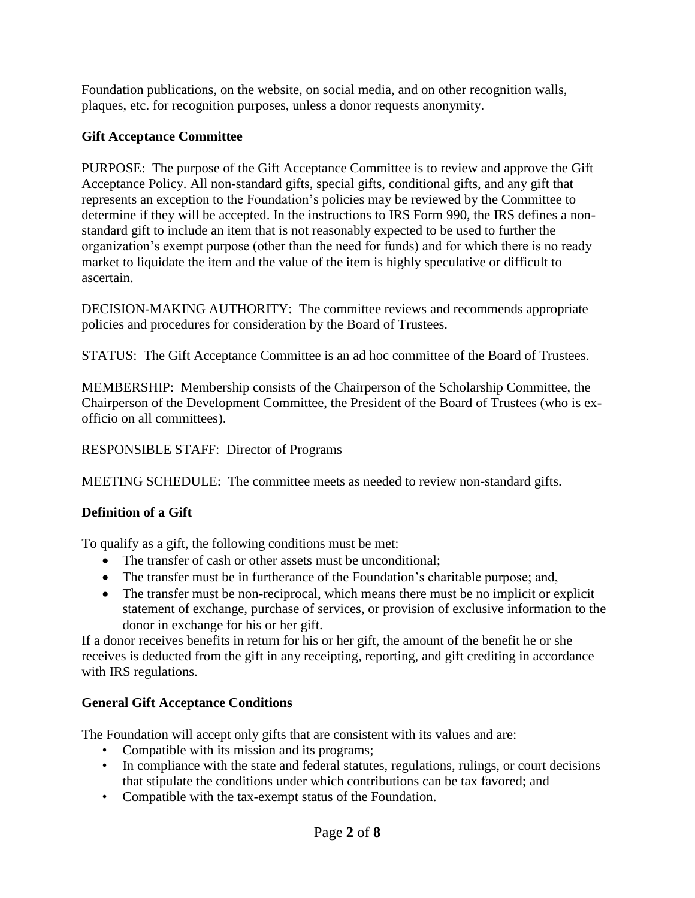Foundation publications, on the website, on social media, and on other recognition walls, plaques, etc. for recognition purposes, unless a donor requests anonymity.

**Gift Acceptance Committee**

PURPOSE: The purpose of the Gift Acceptance Committee is to review and approve the Gift Acceptance Policy. All non-standard gifts, special gifts, conditional gifts, and any gift that represents an exception to the Foundation's policies may be reviewed by the Committee to determine if they will be accepted. In the instructions to IRS Form 990, the IRS defines a non-standard gift to include an item that is not reasonably expected to be used to further the organization's exempt purpose (other than the need for funds) and for which there is no ready market to liquidate the item and the value of the item is highly speculative or difficult to ascertain.

DECISION-MAKING AUTHORITY: The committee reviews and recommends appropriate policies and procedures for consideration by the Board of Trustees.

STATUS: The Gift Acceptance Committee is an ad hoc committee of the Board of Trustees.

MEMBERSHIP: Membership consists of the Chairperson of the Scholarship Committee, the Chairperson of the Development Committee, the President of the Board of Trustees (who is ex-officio on all committees).

RESPONSIBLE STAFF: Director of Programs

MEETING SCHEDULE: The committee meets as needed to review non-standard gifts.

**Definition of a Gift**

To qualify as a gift, the following conditions must be met:

- The transfer of cash or other assets must be unconditional;
- The transfer must be in furtherance of the Foundation's charitable purpose; and,
- The transfer must be non-reciprocal, which means there must be no implicit or explicit statement of exchange, purchase of services, or provision of exclusive information to the donor in exchange for his or her gift.

If a donor receives benefits in return for his or her gift, the amount of the benefit he or she receives is deducted from the gift in any receipting, reporting, and gift crediting in accordance with IRS regulations.

**General Gift Acceptance Conditions**

The Foundation will accept only gifts that are consistent with its values and are:

- Compatible with its mission and its programs;
- In compliance with the state and federal statutes, regulations, rulings, or court decisions that stipulate the conditions under which contributions can be tax favored; and
- Compatible with the tax-exempt status of the Foundation.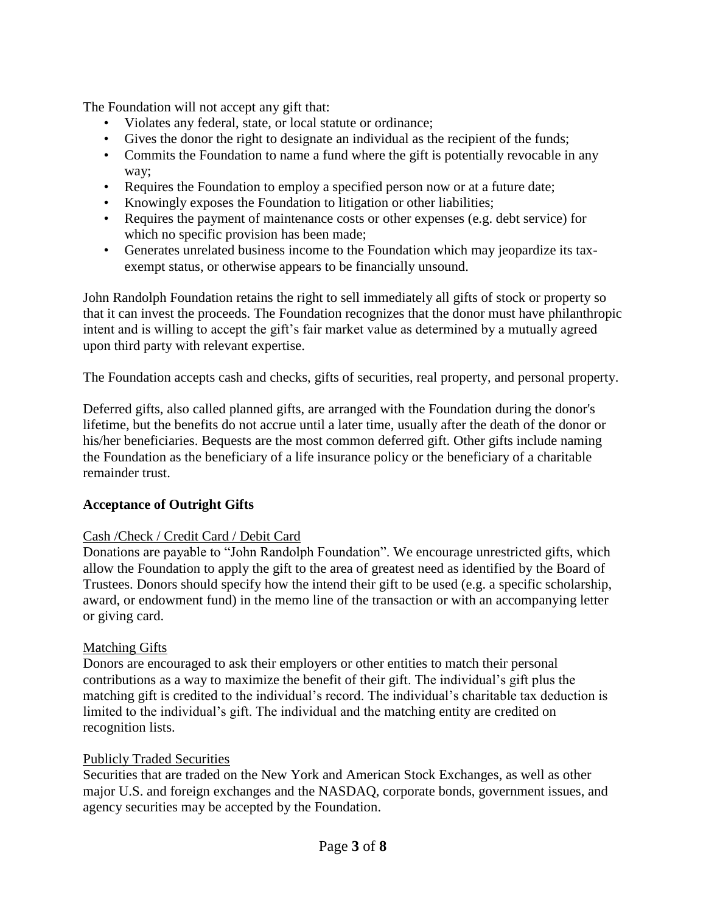The Foundation will not accept any gift that:

- Violates any federal, state, or local statute or ordinance;
- Gives the donor the right to designate an individual as the recipient of the funds;
- Commits the Foundation to name a fund where the gift is potentially revocable in any way;
- Requires the Foundation to employ a specified person now or at a future date;
- Knowingly exposes the Foundation to litigation or other liabilities;
- Requires the payment of maintenance costs or other expenses (e.g. debt service) for which no specific provision has been made;
- Generates unrelated business income to the Foundation which may jeopardize its tax-exempt status, or otherwise appears to be financially unsound.

John Randolph Foundation retains the right to sell immediately all gifts of stock or property so that it can invest the proceeds. The Foundation recognizes that the donor must have philanthropic intent and is willing to accept the gift's fair market value as determined by a mutually agreed upon third party with relevant expertise.

The Foundation accepts cash and checks, gifts of securities, real property, and personal property.

Deferred gifts, also called planned gifts, are arranged with the Foundation during the donor's lifetime, but the benefits do not accrue until a later time, usually after the death of the donor or his/her beneficiaries. Bequests are the most common deferred gift. Other gifts include naming the Foundation as the beneficiary of a life insurance policy or the beneficiary of a charitable remainder trust.

**Acceptance of Outright Gifts**

Cash /Check / Credit Card / Debit Card

Donations are payable to "John Randolph Foundation". We encourage unrestricted gifts, which allow the Foundation to apply the gift to the area of greatest need as identified by the Board of Trustees. Donors should specify how the intend their gift to be used (e.g. a specific scholarship, award, or endowment fund) in the memo line of the transaction or with an accompanying letter or giving card.

Matching Gifts

Donors are encouraged to ask their employers or other entities to match their personal contributions as a way to maximize the benefit of their gift. The individual's gift plus the matching gift is credited to the individual's record. The individual's charitable tax deduction is limited to the individual's gift. The individual and the matching entity are credited on recognition lists.

Publicly Traded Securities

Securities that are traded on the New York and American Stock Exchanges, as well as other major U.S. and foreign exchanges and the NASDAQ, corporate bonds, government issues, and agency securities may be accepted by the Foundation.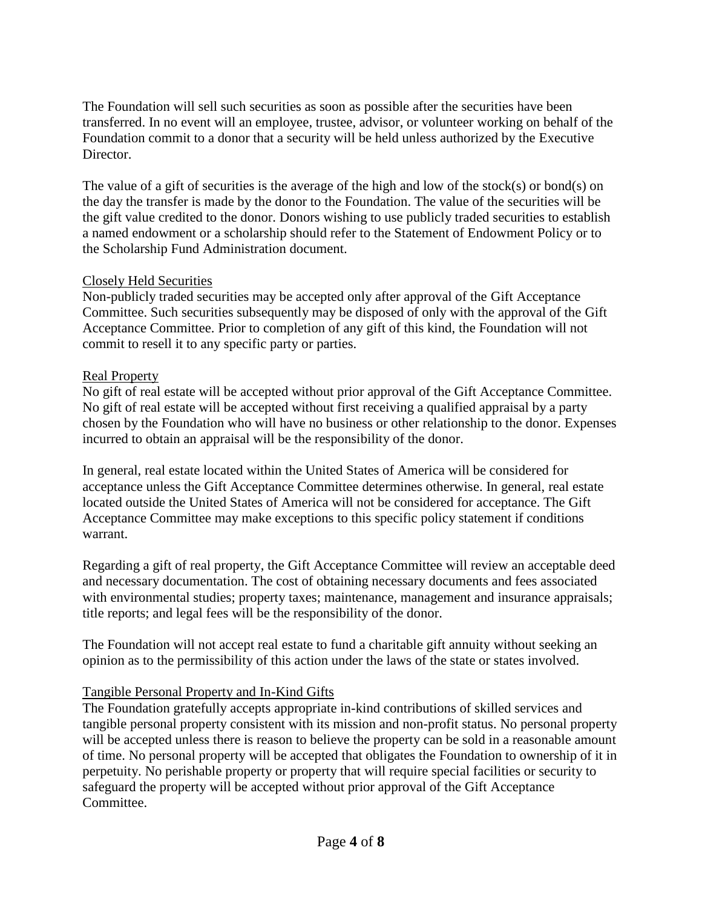The Foundation will sell such securities as soon as possible after the securities have been transferred. In no event will an employee, trustee, advisor, or volunteer working on behalf of the Foundation commit to a donor that a security will be held unless authorized by the Executive Director.

The value of a gift of securities is the average of the high and low of the stock(s) or bond(s) on the day the transfer is made by the donor to the Foundation. The value of the securities will be the gift value credited to the donor. Donors wishing to use publicly traded securities to establish a named endowment or a scholarship should refer to the Statement of Endowment Policy or to the Scholarship Fund Administration document.

<u>Closely Held Securities</u>
Non-publicly traded securities may be accepted only after approval of the Gift Acceptance Committee. Such securities subsequently may be disposed of only with the approval of the Gift Acceptance Committee. Prior to completion of any gift of this kind, the Foundation will not commit to resell it to any specific party or parties.

<u>Real Property</u>
No gift of real estate will be accepted without prior approval of the Gift Acceptance Committee. No gift of real estate will be accepted without first receiving a qualified appraisal by a party chosen by the Foundation who will have no business or other relationship to the donor. Expenses incurred to obtain an appraisal will be the responsibility of the donor.

In general, real estate located within the United States of America will be considered for acceptance unless the Gift Acceptance Committee determines otherwise. In general, real estate located outside the United States of America will not be considered for acceptance. The Gift Acceptance Committee may make exceptions to this specific policy statement if conditions warrant.

Regarding a gift of real property, the Gift Acceptance Committee will review an acceptable deed and necessary documentation. The cost of obtaining necessary documents and fees associated with environmental studies; property taxes; maintenance, management and insurance appraisals; title reports; and legal fees will be the responsibility of the donor.

The Foundation will not accept real estate to fund a charitable gift annuity without seeking an opinion as to the permissibility of this action under the laws of the state or states involved.

<u>Tangible Personal Property and In-Kind Gifts</u>
The Foundation gratefully accepts appropriate in-kind contributions of skilled services and tangible personal property consistent with its mission and non-profit status. No personal property will be accepted unless there is reason to believe the property can be sold in a reasonable amount of time. No personal property will be accepted that obligates the Foundation to ownership of it in perpetuity. No perishable property or property that will require special facilities or security to safeguard the property will be accepted without prior approval of the Gift Acceptance Committee.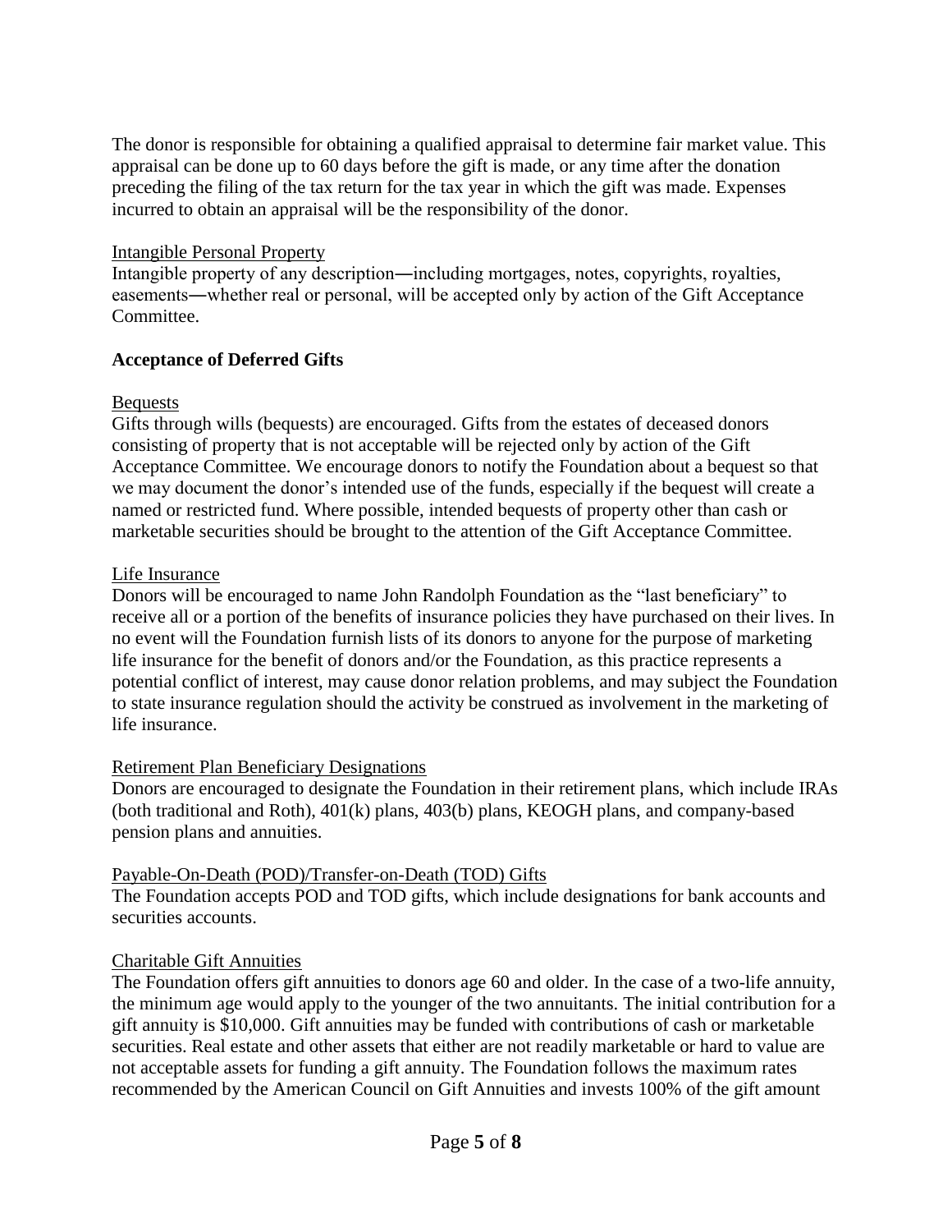The donor is responsible for obtaining a qualified appraisal to determine fair market value. This appraisal can be done up to 60 days before the gift is made, or any time after the donation preceding the filing of the tax return for the tax year in which the gift was made. Expenses incurred to obtain an appraisal will be the responsibility of the donor.

<u>Intangible Personal Property</u>

Intangible property of any description―including mortgages, notes, copyrights, royalties, easements―whether real or personal, will be accepted only by action of the Gift Acceptance Committee.

**Acceptance of Deferred Gifts**

<u>Bequests</u>

Gifts through wills (bequests) are encouraged. Gifts from the estates of deceased donors consisting of property that is not acceptable will be rejected only by action of the Gift Acceptance Committee. We encourage donors to notify the Foundation about a bequest so that we may document the donor's intended use of the funds, especially if the bequest will create a named or restricted fund. Where possible, intended bequests of property other than cash or marketable securities should be brought to the attention of the Gift Acceptance Committee.

<u>Life Insurance</u>

Donors will be encouraged to name John Randolph Foundation as the "last beneficiary" to receive all or a portion of the benefits of insurance policies they have purchased on their lives. In no event will the Foundation furnish lists of its donors to anyone for the purpose of marketing life insurance for the benefit of donors and/or the Foundation, as this practice represents a potential conflict of interest, may cause donor relation problems, and may subject the Foundation to state insurance regulation should the activity be construed as involvement in the marketing of life insurance.

<u>Retirement Plan Beneficiary Designations</u>

Donors are encouraged to designate the Foundation in their retirement plans, which include IRAs (both traditional and Roth), 401(k) plans, 403(b) plans, KEOGH plans, and company-based pension plans and annuities.

<u>Payable-On-Death (POD)/Transfer-on-Death (TOD) Gifts</u>

The Foundation accepts POD and TOD gifts, which include designations for bank accounts and securities accounts.

<u>Charitable Gift Annuities</u>

The Foundation offers gift annuities to donors age 60 and older. In the case of a two-life annuity, the minimum age would apply to the younger of the two annuitants. The initial contribution for a gift annuity is $10,000. Gift annuities may be funded with contributions of cash or marketable securities. Real estate and other assets that either are not readily marketable or hard to value are not acceptable assets for funding a gift annuity. The Foundation follows the maximum rates recommended by the American Council on Gift Annuities and invests 100% of the gift amount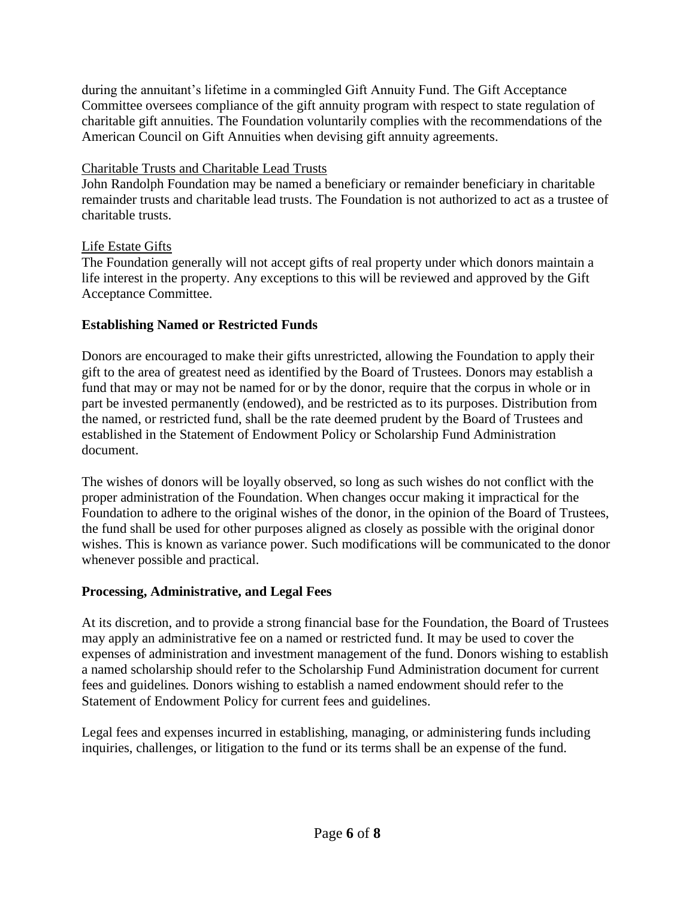during the annuitant's lifetime in a commingled Gift Annuity Fund. The Gift Acceptance Committee oversees compliance of the gift annuity program with respect to state regulation of charitable gift annuities. The Foundation voluntarily complies with the recommendations of the American Council on Gift Annuities when devising gift annuity agreements.

<u>Charitable Trusts and Charitable Lead Trusts</u>
John Randolph Foundation may be named a beneficiary or remainder beneficiary in charitable remainder trusts and charitable lead trusts. The Foundation is not authorized to act as a trustee of charitable trusts.

<u>Life Estate Gifts</u>
The Foundation generally will not accept gifts of real property under which donors maintain a life interest in the property. Any exceptions to this will be reviewed and approved by the Gift Acceptance Committee.

**Establishing Named or Restricted Funds**

Donors are encouraged to make their gifts unrestricted, allowing the Foundation to apply their gift to the area of greatest need as identified by the Board of Trustees. Donors may establish a fund that may or may not be named for or by the donor, require that the corpus in whole or in part be invested permanently (endowed), and be restricted as to its purposes. Distribution from the named, or restricted fund, shall be the rate deemed prudent by the Board of Trustees and established in the Statement of Endowment Policy or Scholarship Fund Administration document.

The wishes of donors will be loyally observed, so long as such wishes do not conflict with the proper administration of the Foundation. When changes occur making it impractical for the Foundation to adhere to the original wishes of the donor, in the opinion of the Board of Trustees, the fund shall be used for other purposes aligned as closely as possible with the original donor wishes. This is known as variance power. Such modifications will be communicated to the donor whenever possible and practical.

**Processing, Administrative, and Legal Fees**

At its discretion, and to provide a strong financial base for the Foundation, the Board of Trustees may apply an administrative fee on a named or restricted fund. It may be used to cover the expenses of administration and investment management of the fund. Donors wishing to establish a named scholarship should refer to the Scholarship Fund Administration document for current fees and guidelines*.* Donors wishing to establish a named endowment should refer to the Statement of Endowment Policy for current fees and guidelines.

Legal fees and expenses incurred in establishing, managing, or administering funds including inquiries, challenges, or litigation to the fund or its terms shall be an expense of the fund.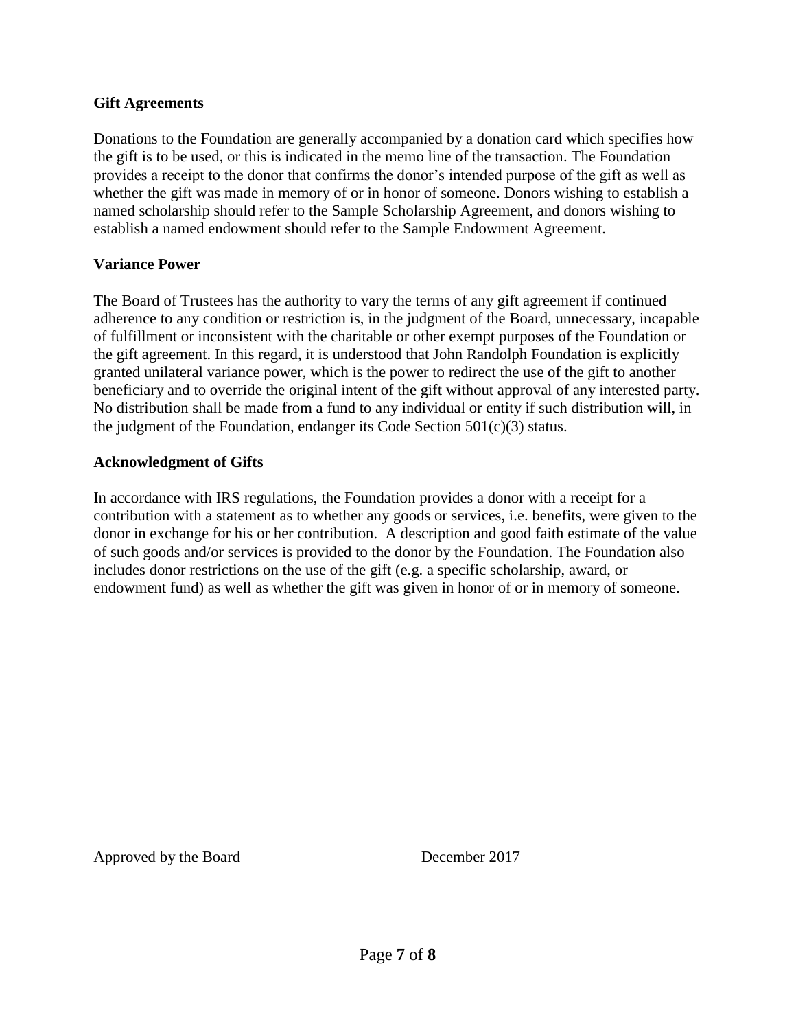**Gift Agreements**

Donations to the Foundation are generally accompanied by a donation card which specifies how the gift is to be used, or this is indicated in the memo line of the transaction. The Foundation provides a receipt to the donor that confirms the donor's intended purpose of the gift as well as whether the gift was made in memory of or in honor of someone. Donors wishing to establish a named scholarship should refer to the Sample Scholarship Agreement, and donors wishing to establish a named endowment should refer to the Sample Endowment Agreement.

**Variance Power**

The Board of Trustees has the authority to vary the terms of any gift agreement if continued adherence to any condition or restriction is, in the judgment of the Board, unnecessary, incapable of fulfillment or inconsistent with the charitable or other exempt purposes of the Foundation or the gift agreement. In this regard, it is understood that John Randolph Foundation is explicitly granted unilateral variance power, which is the power to redirect the use of the gift to another beneficiary and to override the original intent of the gift without approval of any interested party. No distribution shall be made from a fund to any individual or entity if such distribution will, in the judgment of the Foundation, endanger its Code Section 501(c)(3) status.

**Acknowledgment of Gifts**

In accordance with IRS regulations, the Foundation provides a donor with a receipt for a contribution with a statement as to whether any goods or services, i.e. benefits, were given to the donor in exchange for his or her contribution. A description and good faith estimate of the value of such goods and/or services is provided to the donor by the Foundation. The Foundation also includes donor restrictions on the use of the gift (e.g. a specific scholarship, award, or endowment fund) as well as whether the gift was given in honor of or in memory of someone.

Approved by the Board December 2017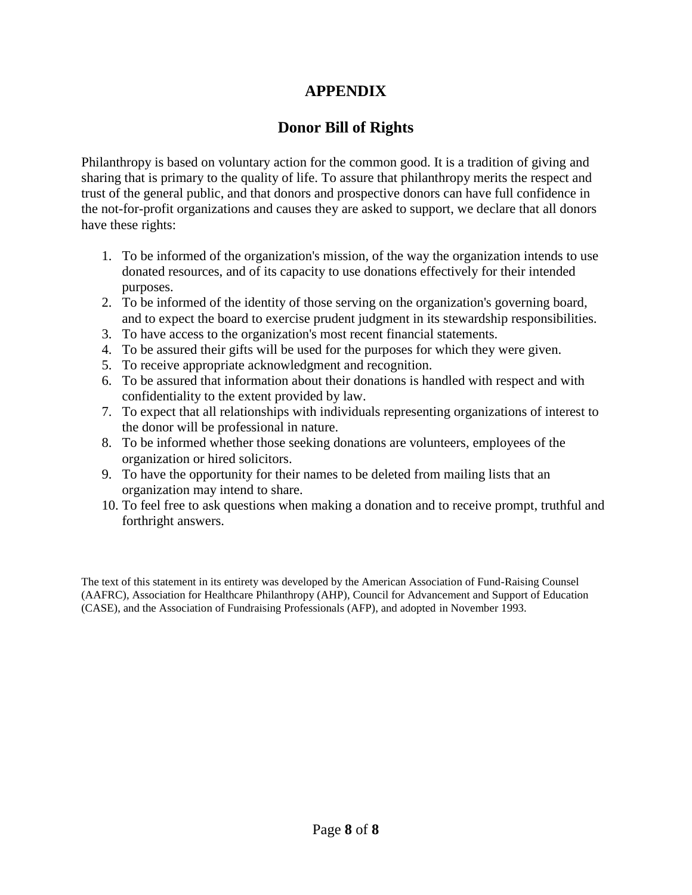# APPENDIX

## Donor Bill of Rights

Philanthropy is based on voluntary action for the common good. It is a tradition of giving and sharing that is primary to the quality of life. To assure that philanthropy merits the respect and trust of the general public, and that donors and prospective donors can have full confidence in the not-for-profit organizations and causes they are asked to support, we declare that all donors have these rights:

1. To be informed of the organization's mission, of the way the organization intends to use donated resources, and of its capacity to use donations effectively for their intended purposes.
2. To be informed of the identity of those serving on the organization's governing board, and to expect the board to exercise prudent judgment in its stewardship responsibilities.
3. To have access to the organization's most recent financial statements.
4. To be assured their gifts will be used for the purposes for which they were given.
5. To receive appropriate acknowledgment and recognition.
6. To be assured that information about their donations is handled with respect and with confidentiality to the extent provided by law.
7. To expect that all relationships with individuals representing organizations of interest to the donor will be professional in nature.
8. To be informed whether those seeking donations are volunteers, employees of the organization or hired solicitors.
9. To have the opportunity for their names to be deleted from mailing lists that an organization may intend to share.
10. To feel free to ask questions when making a donation and to receive prompt, truthful and forthright answers.

The text of this statement in its entirety was developed by the American Association of Fund-Raising Counsel (AAFRC), Association for Healthcare Philanthropy (AHP), Council for Advancement and Support of Education (CASE), and the Association of Fundraising Professionals (AFP), and adopted in November 1993.